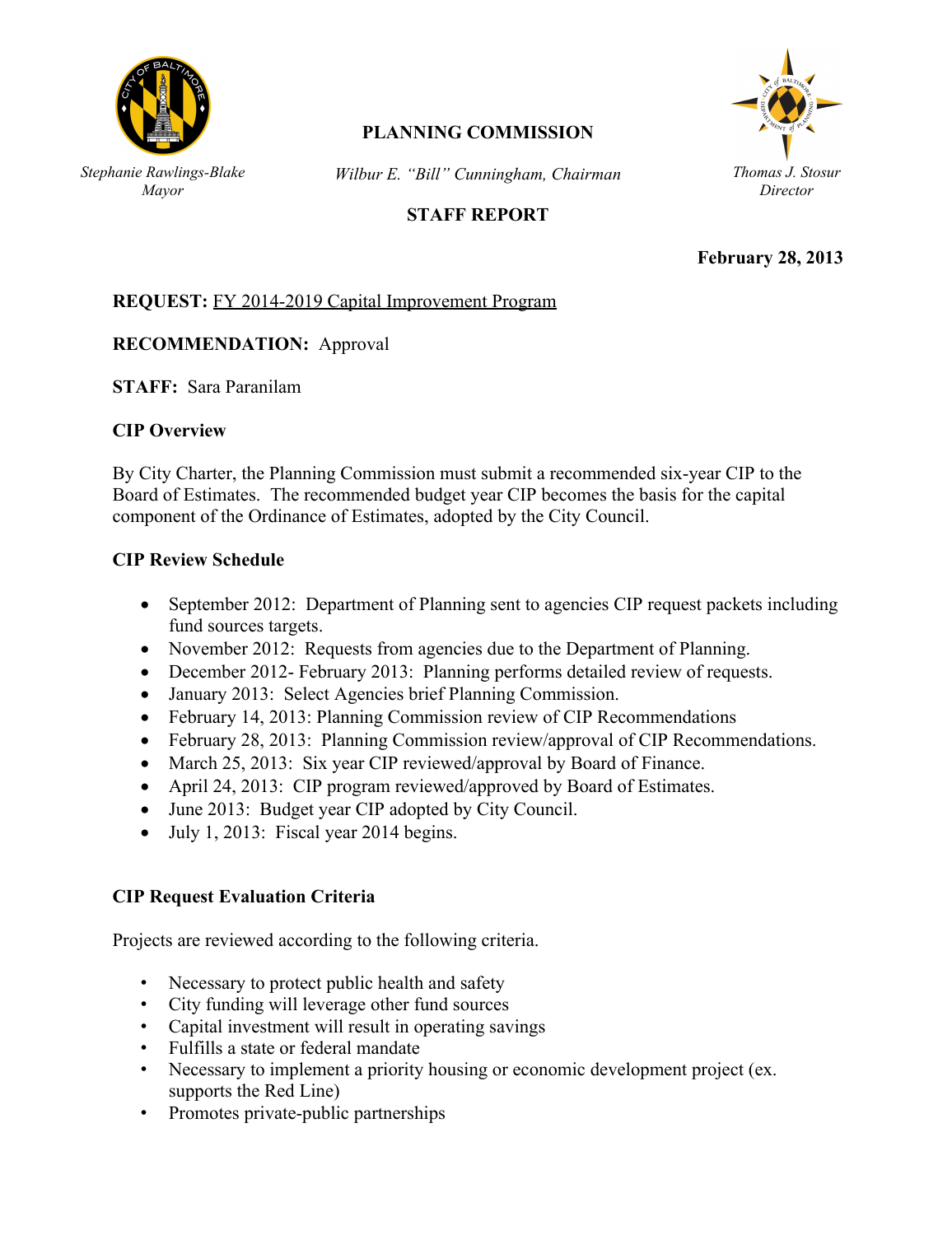*Stephanie Rawlings-Blake*
*Mayor*

**PLANNING COMMISSION**

*Wilbur E. "Bill" Cunningham, Chairman*

*Thomas J. Stosur*
*Director*

**STAFF REPORT**

**February 28, 2013**

**REQUEST:** FY 2014-2019 Capital Improvement Program

**RECOMMENDATION:** Approval

**STAFF:** Sara Paranilam

**CIP Overview**

By City Charter, the Planning Commission must submit a recommended six-year CIP to the Board of Estimates. The recommended budget year CIP becomes the basis for the capital component of the Ordinance of Estimates, adopted by the City Council.

**CIP Review Schedule**

- September 2012: Department of Planning sent to agencies CIP request packets including fund sources targets.
- November 2012: Requests from agencies due to the Department of Planning.
- December 2012- February 2013: Planning performs detailed review of requests.
- January 2013: Select Agencies brief Planning Commission.
- February 14, 2013: Planning Commission review of CIP Recommendations
- February 28, 2013: Planning Commission review/approval of CIP Recommendations.
- March 25, 2013: Six year CIP reviewed/approval by Board of Finance.
- April 24, 2013: CIP program reviewed/approved by Board of Estimates.
- June 2013: Budget year CIP adopted by City Council.
- July 1, 2013: Fiscal year 2014 begins.

**CIP Request Evaluation Criteria**

Projects are reviewed according to the following criteria.

- Necessary to protect public health and safety
- City funding will leverage other fund sources
- Capital investment will result in operating savings
- Fulfills a state or federal mandate
- Necessary to implement a priority housing or economic development project (ex. supports the Red Line)
- Promotes private-public partnerships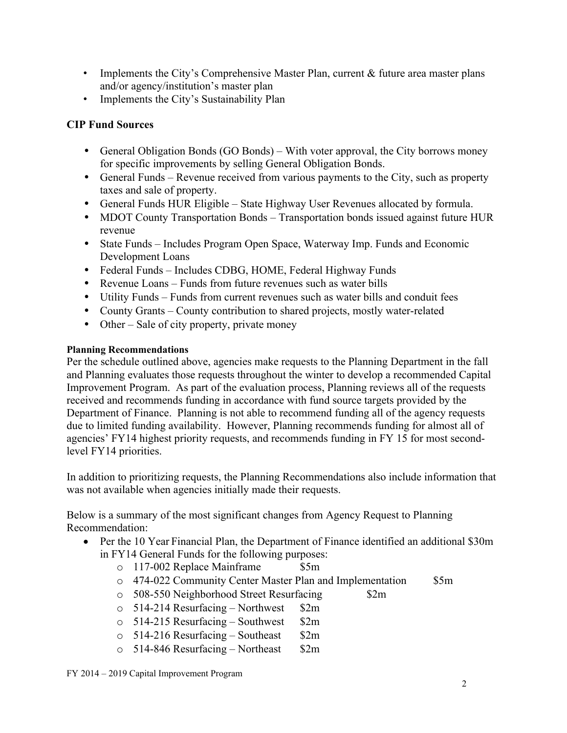- Implements the City's Comprehensive Master Plan, current & future area master plans and/or agency/institution's master plan
- Implements the City's Sustainability Plan

**CIP Fund Sources**

- General Obligation Bonds (GO Bonds) – With voter approval, the City borrows money for specific improvements by selling General Obligation Bonds.
- General Funds – Revenue received from various payments to the City, such as property taxes and sale of property.
- General Funds HUR Eligible – State Highway User Revenues allocated by formula.
- MDOT County Transportation Bonds – Transportation bonds issued against future HUR revenue
- State Funds – Includes Program Open Space, Waterway Imp. Funds and Economic Development Loans
- Federal Funds – Includes CDBG, HOME, Federal Highway Funds
- Revenue Loans – Funds from future revenues such as water bills
- Utility Funds – Funds from current revenues such as water bills and conduit fees
- County Grants – County contribution to shared projects, mostly water-related
- Other – Sale of city property, private money

**Planning Recommendations**

Per the schedule outlined above, agencies make requests to the Planning Department in the fall and Planning evaluates those requests throughout the winter to develop a recommended Capital Improvement Program. As part of the evaluation process, Planning reviews all of the requests received and recommends funding in accordance with fund source targets provided by the Department of Finance. Planning is not able to recommend funding all of the agency requests due to limited funding availability. However, Planning recommends funding for almost all of agencies' FY14 highest priority requests, and recommends funding in FY 15 for most second-level FY14 priorities.

In addition to prioritizing requests, the Planning Recommendations also include information that was not available when agencies initially made their requests.

Below is a summary of the most significant changes from Agency Request to Planning Recommendation:

- Per the 10 Year Financial Plan, the Department of Finance identified an additional $30m in FY14 General Funds for the following purposes:
  - 117-002 Replace Mainframe $5m
  - 474-022 Community Center Master Plan and Implementation $5m
  - 508-550 Neighborhood Street Resurfacing $2m
  - 514-214 Resurfacing – Northwest $2m
  - 514-215 Resurfacing – Southwest $2m
  - 514-216 Resurfacing – Southeast $2m
  - 514-846 Resurfacing – Northeast $2m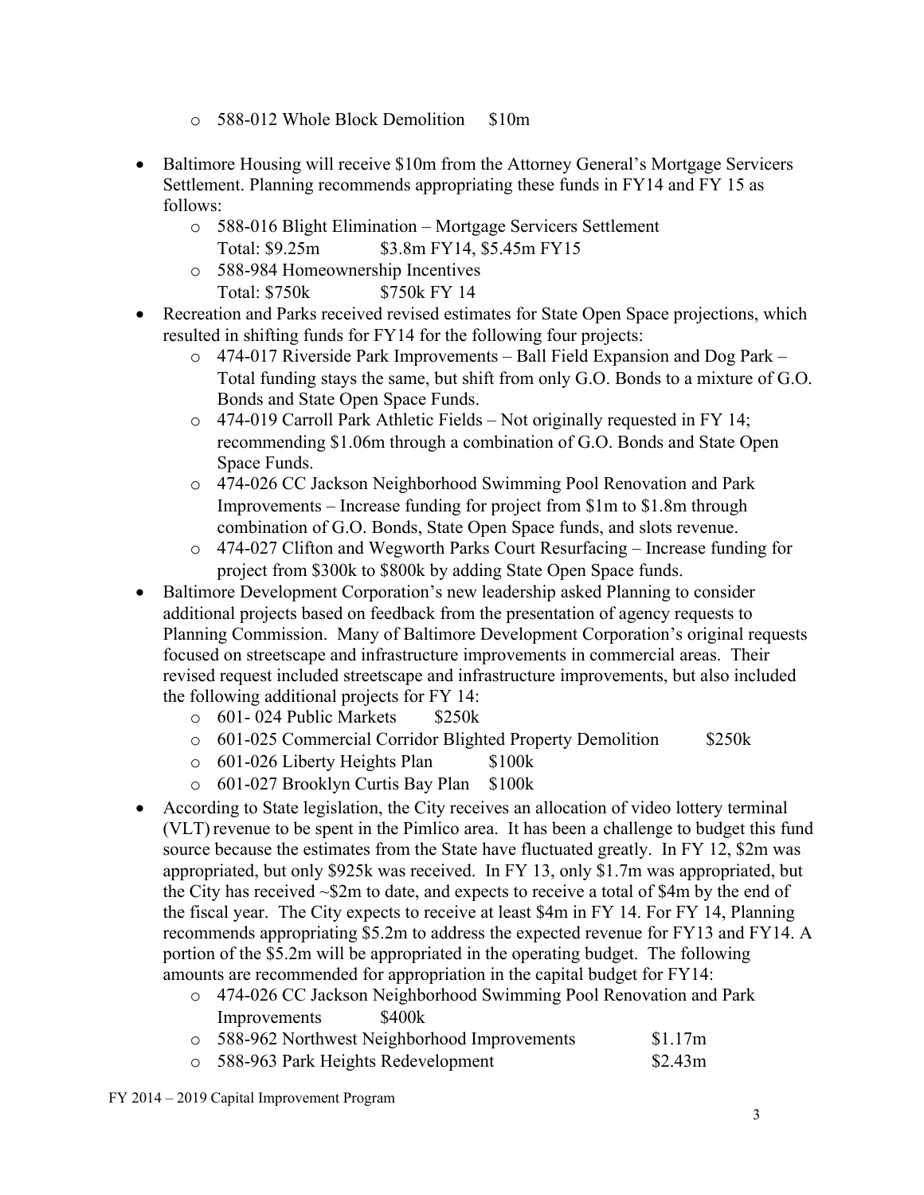- 588-012 Whole Block Demolition $10m

- Baltimore Housing will receive $10m from the Attorney General's Mortgage Servicers Settlement. Planning recommends appropriating these funds in FY14 and FY 15 as follows:
  - 588-016 Blight Elimination – Mortgage Servicers Settlement
    Total: $9.25m $3.8m FY14, $5.45m FY15
  - 588-984 Homeownership Incentives
    Total: $750k $750k FY 14
- Recreation and Parks received revised estimates for State Open Space projections, which resulted in shifting funds for FY14 for the following four projects:
  - 474-017 Riverside Park Improvements – Ball Field Expansion and Dog Park – Total funding stays the same, but shift from only G.O. Bonds to a mixture of G.O. Bonds and State Open Space Funds.
  - 474-019 Carroll Park Athletic Fields – Not originally requested in FY 14; recommending $1.06m through a combination of G.O. Bonds and State Open Space Funds.
  - 474-026 CC Jackson Neighborhood Swimming Pool Renovation and Park Improvements – Increase funding for project from $1m to $1.8m through combination of G.O. Bonds, State Open Space funds, and slots revenue.
  - 474-027 Clifton and Wegworth Parks Court Resurfacing – Increase funding for project from $300k to $800k by adding State Open Space funds.
- Baltimore Development Corporation's new leadership asked Planning to consider additional projects based on feedback from the presentation of agency requests to Planning Commission. Many of Baltimore Development Corporation's original requests focused on streetscape and infrastructure improvements in commercial areas. Their revised request included streetscape and infrastructure improvements, but also included the following additional projects for FY 14:
  - 601- 024 Public Markets $250k
  - 601-025 Commercial Corridor Blighted Property Demolition $250k
  - 601-026 Liberty Heights Plan $100k
  - 601-027 Brooklyn Curtis Bay Plan $100k
- According to State legislation, the City receives an allocation of video lottery terminal (VLT) revenue to be spent in the Pimlico area. It has been a challenge to budget this fund source because the estimates from the State have fluctuated greatly. In FY 12, $2m was appropriated, but only $925k was received. In FY 13, only $1.7m was appropriated, but the City has received ~$2m to date, and expects to receive a total of $4m by the end of the fiscal year. The City expects to receive at least $4m in FY 14. For FY 14, Planning recommends appropriating $5.2m to address the expected revenue for FY13 and FY14. A portion of the $5.2m will be appropriated in the operating budget. The following amounts are recommended for appropriation in the capital budget for FY14:
  - 474-026 CC Jackson Neighborhood Swimming Pool Renovation and Park Improvements $400k
  - 588-962 Northwest Neighborhood Improvements $1.17m
  - 588-963 Park Heights Redevelopment $2.43m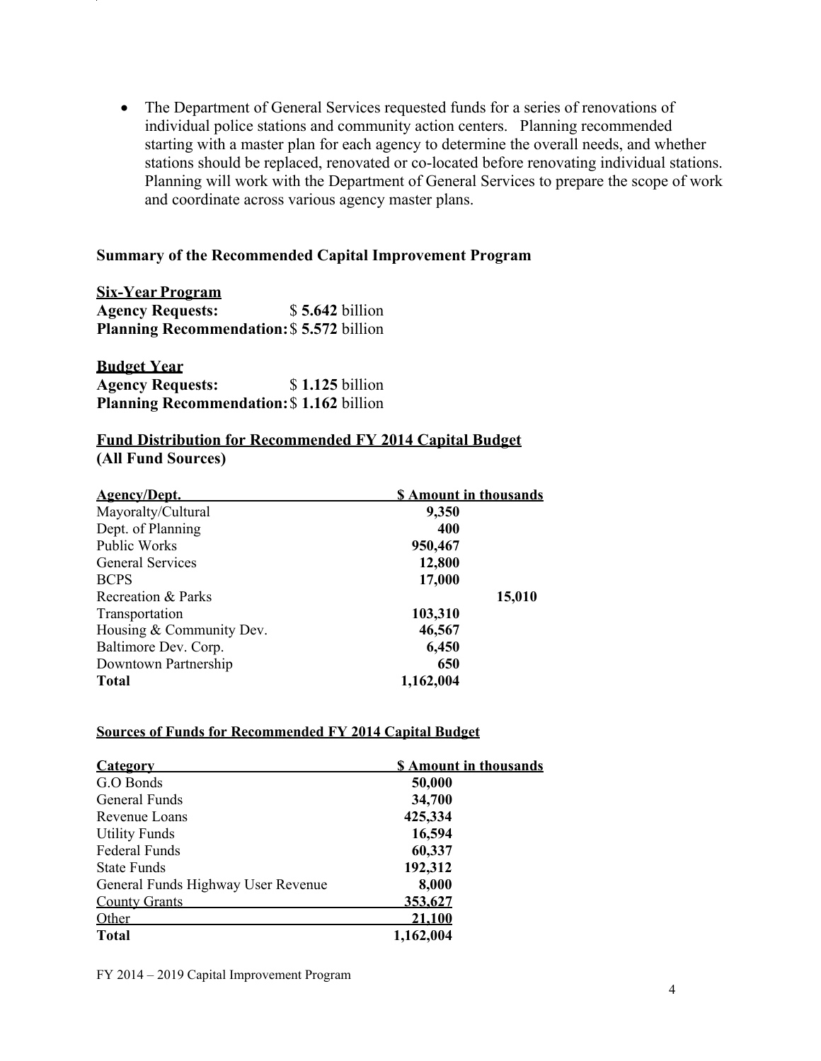- The Department of General Services requested funds for a series of renovations of individual police stations and community action centers. Planning recommended starting with a master plan for each agency to determine the overall needs, and whether stations should be replaced, renovated or co-located before renovating individual stations. Planning will work with the Department of General Services to prepare the scope of work and coordinate across various agency master plans.

### Summary of the Recommended Capital Improvement Program

**Six-Year Program**
**Agency Requests:** $ **5.642** billion
**Planning Recommendation:** $ **5.572** billion

**Budget Year**
**Agency Requests:** $ **1.125** billion
**Planning Recommendation:** $ **1.162** billion

### Fund Distribution for Recommended FY 2014 Capital Budget (All Fund Sources)

| Agency/Dept. | $ Amount in thousands |
|---|---|
| Mayoralty/Cultural | **9,350** |
| Dept. of Planning | **400** |
| Public Works | **950,467** |
| General Services | **12,800** |
| BCPS | **17,000** |
| Recreation & Parks | **15,010** |
| Transportation | **103,310** |
| Housing & Community Dev. | **46,567** |
| Baltimore Dev. Corp. | **6,450** |
| Downtown Partnership | **650** |
| **Total** | **1,162,004** |

### Sources of Funds for Recommended FY 2014 Capital Budget

| Category | $ Amount in thousands |
|---|---|
| G.O Bonds | **50,000** |
| General Funds | **34,700** |
| Revenue Loans | **425,334** |
| Utility Funds | **16,594** |
| Federal Funds | **60,337** |
| State Funds | **192,312** |
| General Funds Highway User Revenue | **8,000** |
| County Grants | **353,627** |
| Other | **21,100** |
| **Total** | **1,162,004** |

FY 2014 – 2019 Capital Improvement Program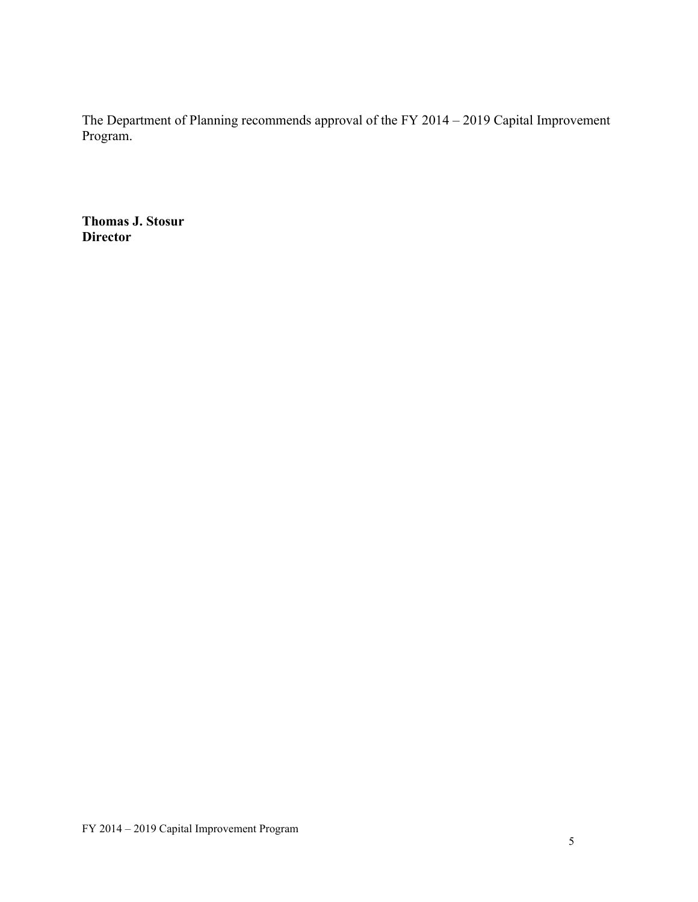The Department of Planning recommends approval of the FY 2014 – 2019 Capital Improvement Program.

**Thomas J. Stosur**
**Director**